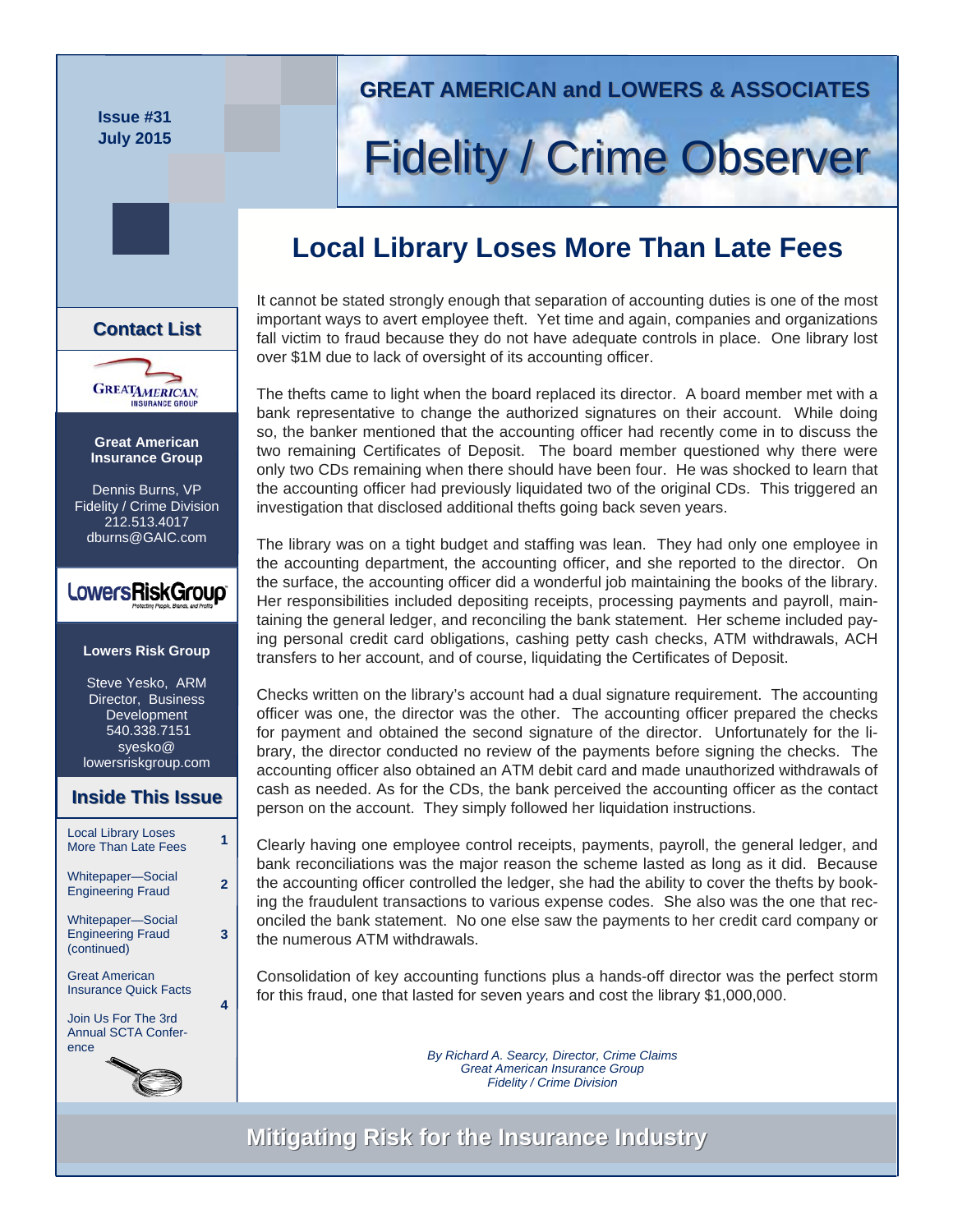# GREAT AMERICAN and LOWERS & ASSOCIATES

# Fidelity / Crime Observer

**Issue #31**
**July 2015**

## Local Library Loses More Than Late Fees

It cannot be stated strongly enough that separation of accounting duties is one of the most important ways to avert employee theft. Yet time and again, companies and organizations fall victim to fraud because they do not have adequate controls in place. One library lost over $1M due to lack of oversight of its accounting officer.

The thefts came to light when the board replaced its director. A board member met with a bank representative to change the authorized signatures on their account. While doing so, the banker mentioned that the accounting officer had recently come in to discuss the two remaining Certificates of Deposit. The board member questioned why there were only two CDs remaining when there should have been four. He was shocked to learn that the accounting officer had previously liquidated two of the original CDs. This triggered an investigation that disclosed additional thefts going back seven years.

The library was on a tight budget and staffing was lean. They had only one employee in the accounting department, the accounting officer, and she reported to the director. On the surface, the accounting officer did a wonderful job maintaining the books of the library. Her responsibilities included depositing receipts, processing payments and payroll, maintaining the general ledger, and reconciling the bank statement. Her scheme included paying personal credit card obligations, cashing petty cash checks, ATM withdrawals, ACH transfers to her account, and of course, liquidating the Certificates of Deposit.

Checks written on the library's account had a dual signature requirement. The accounting officer was one, the director was the other. The accounting officer prepared the checks for payment and obtained the second signature of the director. Unfortunately for the library, the director conducted no review of the payments before signing the checks. The accounting officer also obtained an ATM debit card and made unauthorized withdrawals of cash as needed. As for the CDs, the bank perceived the accounting officer as the contact person on the account. They simply followed her liquidation instructions.

Clearly having one employee control receipts, payments, payroll, the general ledger, and bank reconciliations was the major reason the scheme lasted as long as it did. Because the accounting officer controlled the ledger, she had the ability to cover the thefts by booking the fraudulent transactions to various expense codes. She also was the one that reconciled the bank statement. No one else saw the payments to her credit card company or the numerous ATM withdrawals.

Consolidation of key accounting functions plus a hands-off director was the perfect storm for this fraud, one that lasted for seven years and cost the library $1,000,000.

*By Richard A. Searcy, Director, Crime Claims*
*Great American Insurance Group*
*Fidelity / Crime Division*

### Contact List

**Great American Insurance Group**

Dennis Burns, VP
Fidelity / Crime Division
212.513.4017
dburns@GAIC.com

**Lowers Risk Group**

Steve Yesko, ARM
Director, Business Development
540.338.7151
syesko@lowersriskgroup.com

### Inside This Issue

| | |
|---|---|
| Local Library Loses More Than Late Fees | 1 |
| Whitepaper—Social Engineering Fraud | 2 |
| Whitepaper—Social Engineering Fraud (continued) | 3 |
| Great American Insurance Quick Facts | 4 |
| Join Us For The 3rd Annual SCTA Conference | |

**Mitigating Risk for the Insurance Industry**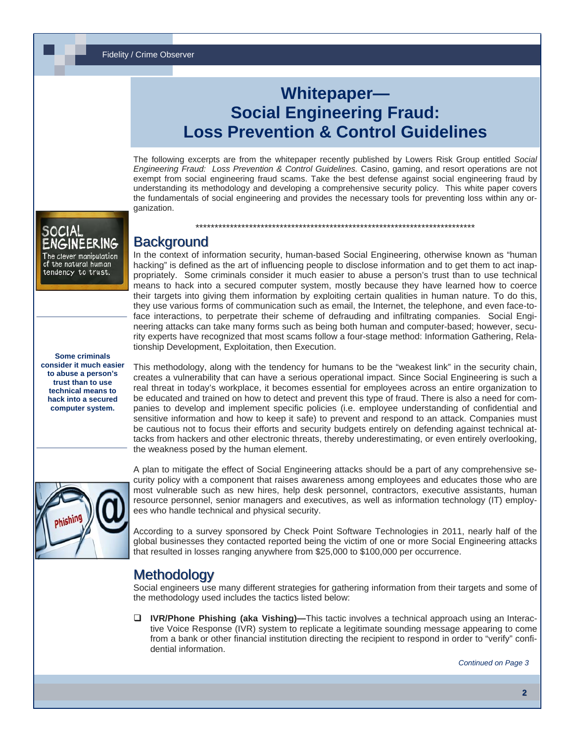# Whitepaper— Social Engineering Fraud: Loss Prevention & Control Guidelines

The following excerpts are from the whitepaper recently published by Lowers Risk Group entitled *Social Engineering Fraud: Loss Prevention & Control Guidelines.* Casino, gaming, and resort operations are not exempt from social engineering fraud scams. Take the best defense against social engineering fraud by understanding its methodology and developing a comprehensive security policy. This white paper covers the fundamentals of social engineering and provides the necessary tools for preventing loss within any organization.

\*\*\*\*\*\*\*\*\*\*\*\*\*\*\*\*\*\*\*\*\*\*\*\*\*\*\*\*\*\*\*\*\*\*\*\*\*\*\*\*\*\*\*\*\*\*\*\*\*\*\*\*\*\*\*\*\*\*\*\*\*\*\*\*\*\*\*\*\*\*\*\*\*\*\*\*\*\*\*

## Background

In the context of information security, human-based Social Engineering, otherwise known as "human hacking" is defined as the art of influencing people to disclose information and to get them to act inappropriately. Some criminals consider it much easier to abuse a person's trust than to use technical means to hack into a secured computer system, mostly because they have learned how to coerce their targets into giving them information by exploiting certain qualities in human nature. To do this, they use various forms of communication such as email, the Internet, the telephone, and even face-to-face interactions, to perpetrate their scheme of defrauding and infiltrating companies. Social Engineering attacks can take many forms such as being both human and computer-based; however, security experts have recognized that most scams follow a four-stage method: Information Gathering, Relationship Development, Exploitation, then Execution.

**Some criminals consider it much easier to abuse a person's trust than to use technical means to hack into a secured computer system.**

This methodology, along with the tendency for humans to be the "weakest link" in the security chain, creates a vulnerability that can have a serious operational impact. Since Social Engineering is such a real threat in today's workplace, it becomes essential for employees across an entire organization to be educated and trained on how to detect and prevent this type of fraud. There is also a need for companies to develop and implement specific policies (i.e. employee understanding of confidential and sensitive information and how to keep it safe) to prevent and respond to an attack. Companies must be cautious not to focus their efforts and security budgets entirely on defending against technical attacks from hackers and other electronic threats, thereby underestimating, or even entirely overlooking, the weakness posed by the human element.

A plan to mitigate the effect of Social Engineering attacks should be a part of any comprehensive security policy with a component that raises awareness among employees and educates those who are most vulnerable such as new hires, help desk personnel, contractors, executive assistants, human resource personnel, senior managers and executives, as well as information technology (IT) employees who handle technical and physical security.

According to a survey sponsored by Check Point Software Technologies in 2011, nearly half of the global businesses they contacted reported being the victim of one or more Social Engineering attacks that resulted in losses ranging anywhere from $25,000 to $100,000 per occurrence.

## Methodology

Social engineers use many different strategies for gathering information from their targets and some of the methodology used includes the tactics listed below:

- **IVR/Phone Phishing (aka Vishing)—**This tactic involves a technical approach using an Interactive Voice Response (IVR) system to replicate a legitimate sounding message appearing to come from a bank or other financial institution directing the recipient to respond in order to "verify" confidential information.

*Continued on Page 3*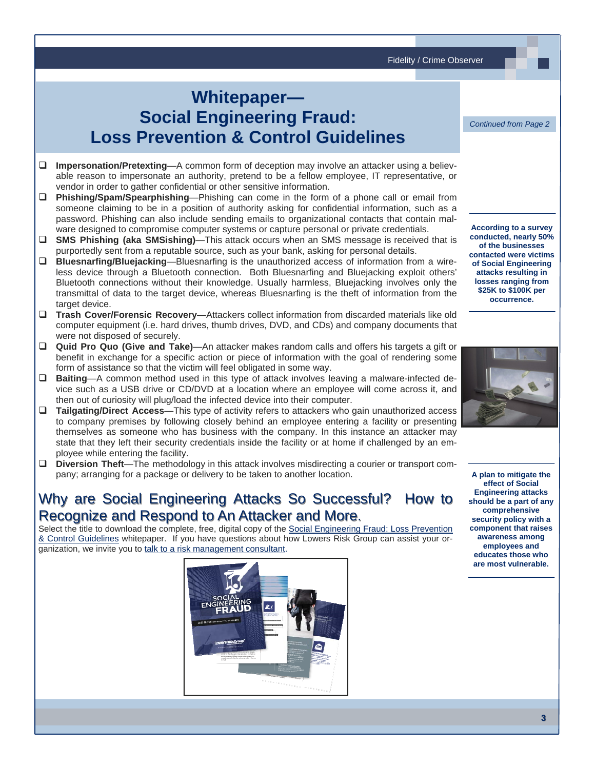# Whitepaper— Social Engineering Fraud: Loss Prevention & Control Guidelines

*Continued from Page 2*

- **Impersonation/Pretexting**—A common form of deception may involve an attacker using a believable reason to impersonate an authority, pretend to be a fellow employee, IT representative, or vendor in order to gather confidential or other sensitive information.
- **Phishing/Spam/Spearphishing**—Phishing can come in the form of a phone call or email from someone claiming to be in a position of authority asking for confidential information, such as a password. Phishing can also include sending emails to organizational contacts that contain malware designed to compromise computer systems or capture personal or private credentials.
- **SMS Phishing (aka SMSishing)**—This attack occurs when an SMS message is received that is purportedly sent from a reputable source, such as your bank, asking for personal details.
- **Bluesnarfing/Bluejacking**—Bluesnarfing is the unauthorized access of information from a wireless device through a Bluetooth connection. Both Bluesnarfing and Bluejacking exploit others' Bluetooth connections without their knowledge. Usually harmless, Bluejacking involves only the transmittal of data to the target device, whereas Bluesnarfing is the theft of information from the target device.
- **Trash Cover/Forensic Recovery**—Attackers collect information from discarded materials like old computer equipment (i.e. hard drives, thumb drives, DVD, and CDs) and company documents that were not disposed of securely.
- **Quid Pro Quo (Give and Take)**—An attacker makes random calls and offers his targets a gift or benefit in exchange for a specific action or piece of information with the goal of rendering some form of assistance so that the victim will feel obligated in some way.
- **Baiting**—A common method used in this type of attack involves leaving a malware-infected device such as a USB drive or CD/DVD at a location where an employee will come across it, and then out of curiosity will plug/load the infected device into their computer.
- **Tailgating/Direct Access**—This type of activity refers to attackers who gain unauthorized access to company premises by following closely behind an employee entering a facility or presenting themselves as someone who has business with the company. In this instance an attacker may state that they left their security credentials inside the facility or at home if challenged by an employee while entering the facility.
- **Diversion Theft**—The methodology in this attack involves misdirecting a courier or transport company; arranging for a package or delivery to be taken to another location.

**According to a survey conducted, nearly 50% of the businesses contacted were victims of Social Engineering attacks resulting in losses ranging from $25K to $100K per occurrence.**

## Why are Social Engineering Attacks So Successful? How to Recognize and Respond to An Attacker and More.

Select the title to download the complete, free, digital copy of the Social Engineering Fraud: Loss Prevention & Control Guidelines whitepaper. If you have questions about how Lowers Risk Group can assist your organization, we invite you to talk to a risk management consultant.

**A plan to mitigate the effect of Social Engineering attacks should be a part of any comprehensive security policy with a component that raises awareness among employees and educates those who are most vulnerable.**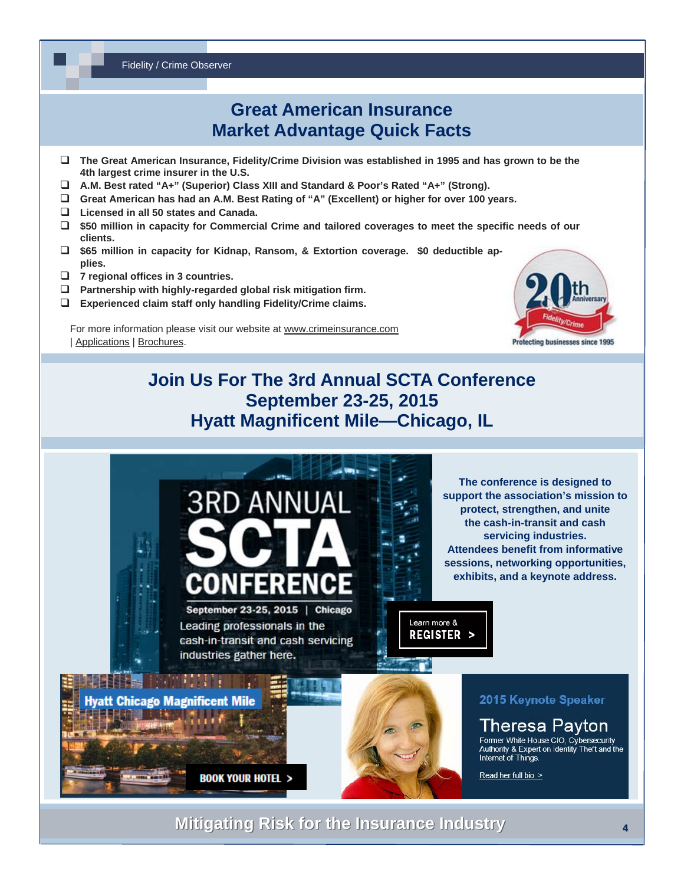# Great American Insurance Market Advantage Quick Facts

- The Great American Insurance, Fidelity/Crime Division was established in 1995 and has grown to be the 4th largest crime insurer in the U.S.
- A.M. Best rated "A+" (Superior) Class XIII and Standard & Poor's Rated "A+" (Strong).
- Great American has had an A.M. Best Rating of "A" (Excellent) or higher for over 100 years.
- Licensed in all 50 states and Canada.
- $50 million in capacity for Commercial Crime and tailored coverages to meet the specific needs of our clients.
- $65 million in capacity for Kidnap, Ransom, & Extortion coverage. $0 deductible applies.
- 7 regional offices in 3 countries.
- Partnership with highly-regarded global risk mitigation firm.
- Experienced claim staff only handling Fidelity/Crime claims.

20th Anniversary Fidelity/Crime — Protecting businesses since 1995

For more information please visit our website at www.crimeinsurance.com | Applications | Brochures.

# Join Us For The 3rd Annual SCTA Conference September 23-25, 2015 Hyatt Magnificent Mile—Chicago, IL

3RD ANNUAL SCTA CONFERENCE

September 23-25, 2015 | Chicago

Leading professionals in the cash-in-transit and cash servicing industries gather here.

Learn more & REGISTER >

**The conference is designed to support the association's mission to protect, strengthen, and unite the cash-in-transit and cash servicing industries. Attendees benefit from informative sessions, networking opportunities, exhibits, and a keynote address.**

Hyatt Chicago Magnificent Mile

BOOK YOUR HOTEL >

2015 Keynote Speaker

Theresa Payton

Former White House CIO, Cybersecurity Authority & Expert on Identity Theft and the Internet of Things.

Read her full bio >

Mitigating Risk for the Insurance Industry